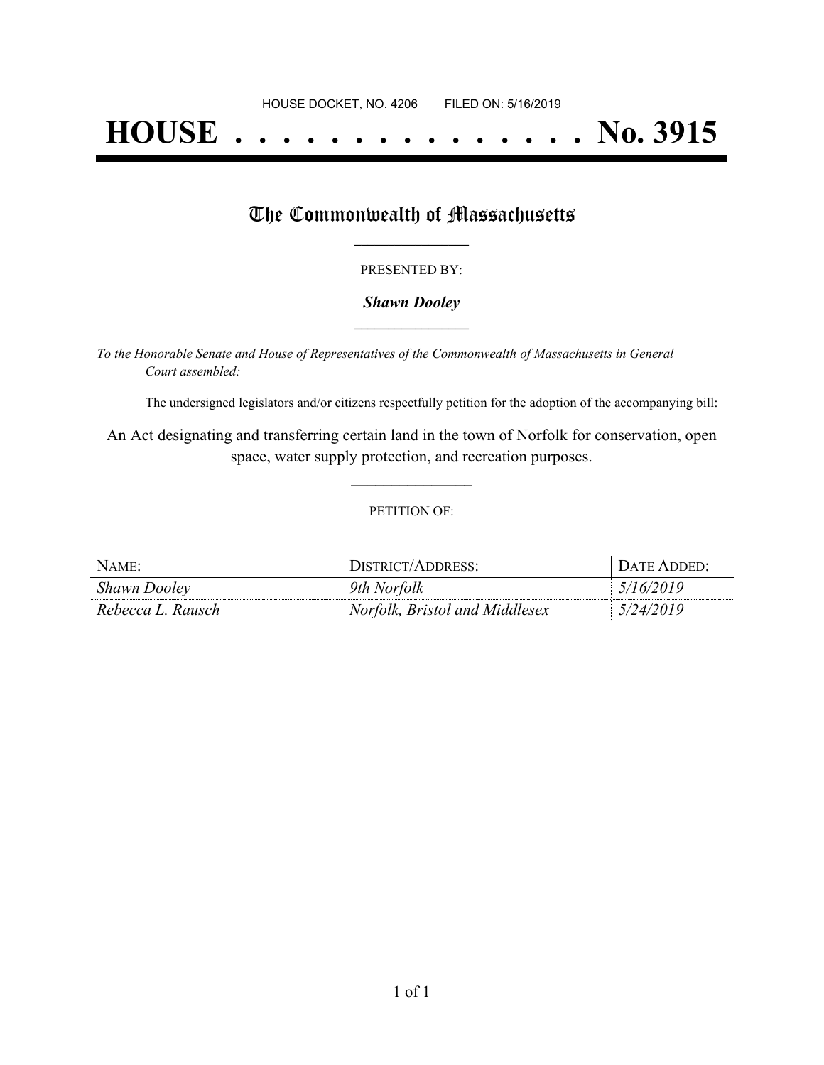HOUSE DOCKET, NO. 4206        FILED ON: 5/16/2019

# HOUSE . . . . . . . . . . . . . . . No. 3915

## The Commonwealth of Massachusetts

PRESENTED BY:

***Shawn Dooley***

*To the Honorable Senate and House of Representatives of the Commonwealth of Massachusetts in General Court assembled:*

The undersigned legislators and/or citizens respectfully petition for the adoption of the accompanying bill:

An Act designating and transferring certain land in the town of Norfolk for conservation, open space, water supply protection, and recreation purposes.

PETITION OF:

| NAME: | DISTRICT/ADDRESS: | DATE ADDED: |
| --- | --- | --- |
| *Shawn Dooley* | *9th Norfolk* | *5/16/2019* |
| *Rebecca L. Rausch* | *Norfolk, Bristol and Middlesex* | *5/24/2019* |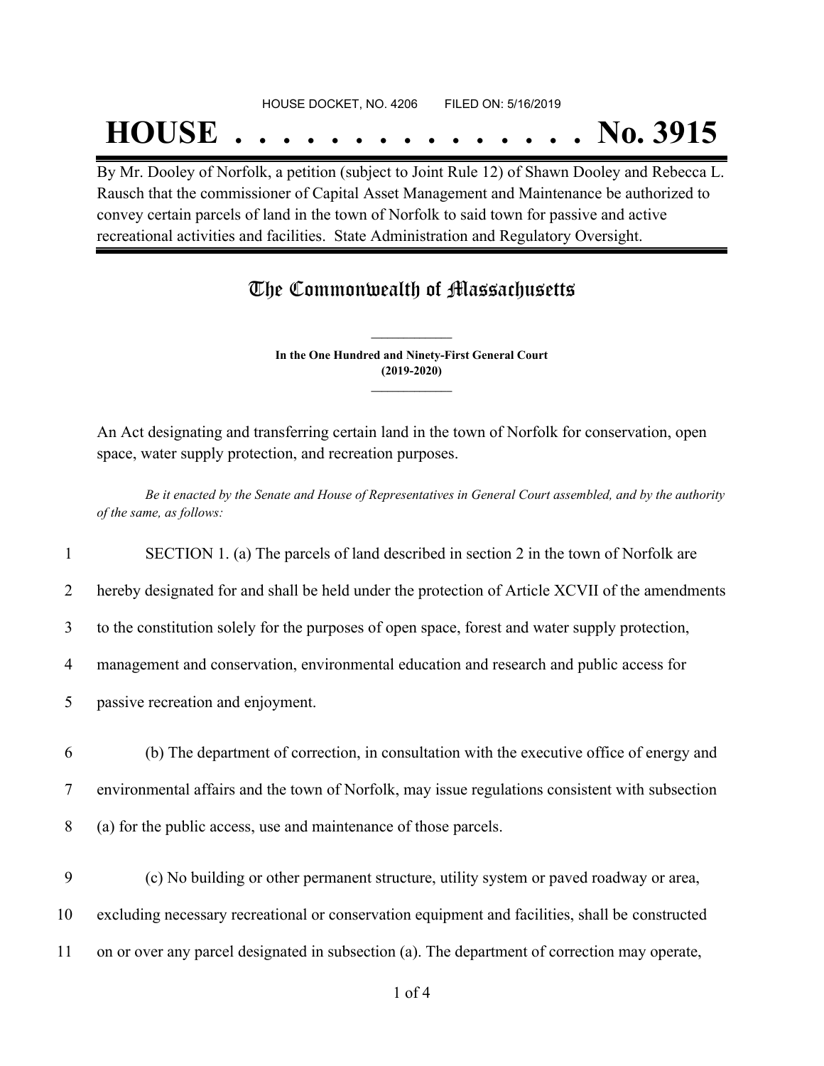HOUSE DOCKET, NO. 4206 FILED ON: 5/16/2019

# HOUSE . . . . . . . . . . . . . . . No. 3915

By Mr. Dooley of Norfolk, a petition (subject to Joint Rule 12) of Shawn Dooley and Rebecca L. Rausch that the commissioner of Capital Asset Management and Maintenance be authorized to convey certain parcels of land in the town of Norfolk to said town for passive and active recreational activities and facilities. State Administration and Regulatory Oversight.

## The Commonwealth of Massachusetts

**In the One Hundred and Ninety-First General Court (2019-2020)**

An Act designating and transferring certain land in the town of Norfolk for conservation, open space, water supply protection, and recreation purposes.

*Be it enacted by the Senate and House of Representatives in General Court assembled, and by the authority of the same, as follows:*

1 SECTION 1. (a) The parcels of land described in section 2 in the town of Norfolk are
2 hereby designated for and shall be held under the protection of Article XCVII of the amendments
3 to the constitution solely for the purposes of open space, forest and water supply protection,
4 management and conservation, environmental education and research and public access for
5 passive recreation and enjoyment.

6 (b) The department of correction, in consultation with the executive office of energy and
7 environmental affairs and the town of Norfolk, may issue regulations consistent with subsection
8 (a) for the public access, use and maintenance of those parcels.

9 (c) No building or other permanent structure, utility system or paved roadway or area,
10 excluding necessary recreational or conservation equipment and facilities, shall be constructed
11 on or over any parcel designated in subsection (a). The department of correction may operate,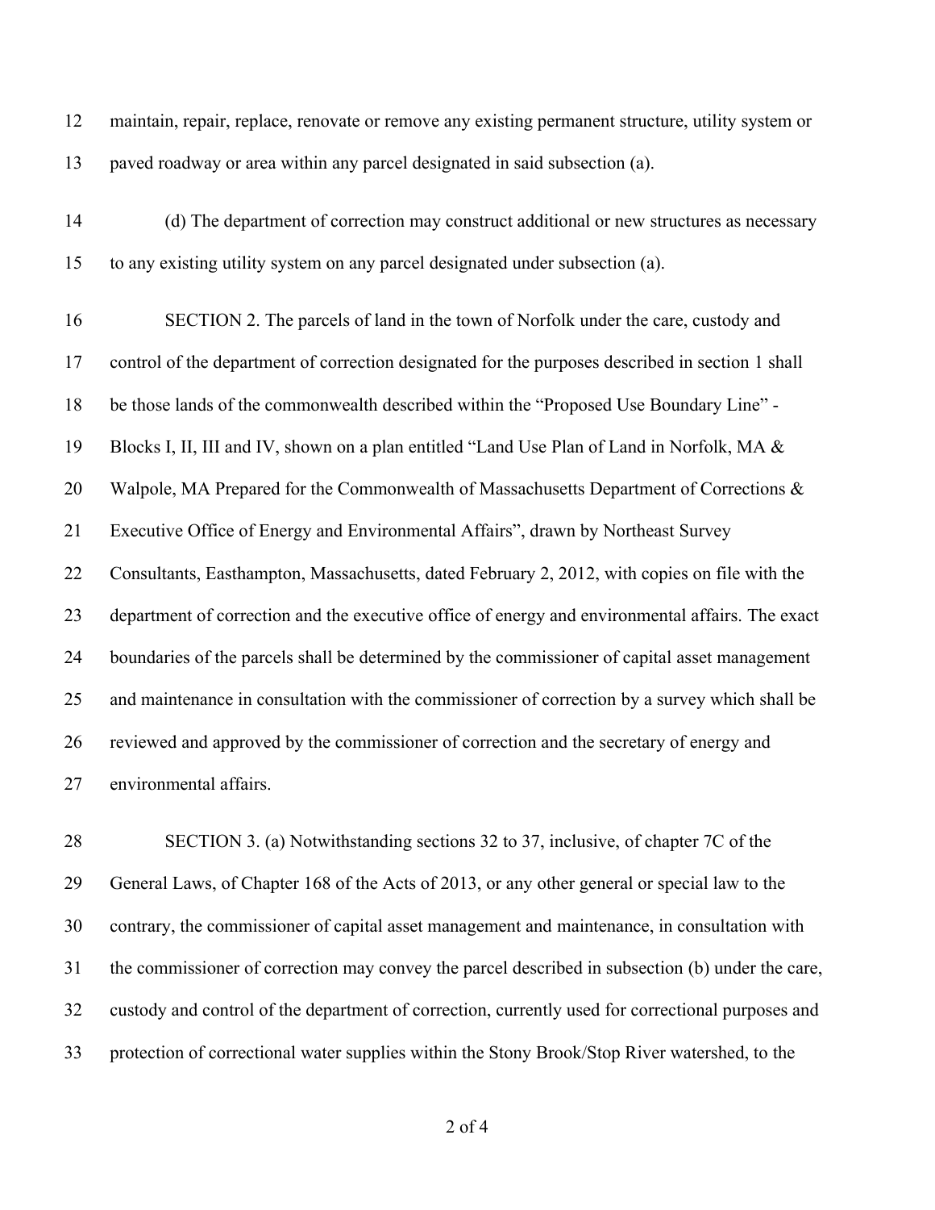maintain, repair, replace, renovate or remove any existing permanent structure, utility system or paved roadway or area within any parcel designated in said subsection (a).

(d) The department of correction may construct additional or new structures as necessary to any existing utility system on any parcel designated under subsection (a).

SECTION 2. The parcels of land in the town of Norfolk under the care, custody and control of the department of correction designated for the purposes described in section 1 shall be those lands of the commonwealth described within the "Proposed Use Boundary Line" - Blocks I, II, III and IV, shown on a plan entitled "Land Use Plan of Land in Norfolk, MA & Walpole, MA Prepared for the Commonwealth of Massachusetts Department of Corrections & Executive Office of Energy and Environmental Affairs", drawn by Northeast Survey Consultants, Easthampton, Massachusetts, dated February 2, 2012, with copies on file with the department of correction and the executive office of energy and environmental affairs. The exact boundaries of the parcels shall be determined by the commissioner of capital asset management and maintenance in consultation with the commissioner of correction by a survey which shall be reviewed and approved by the commissioner of correction and the secretary of energy and environmental affairs.

SECTION 3. (a) Notwithstanding sections 32 to 37, inclusive, of chapter 7C of the General Laws, of Chapter 168 of the Acts of 2013, or any other general or special law to the contrary, the commissioner of capital asset management and maintenance, in consultation with the commissioner of correction may convey the parcel described in subsection (b) under the care, custody and control of the department of correction, currently used for correctional purposes and protection of correctional water supplies within the Stony Brook/Stop River watershed, to the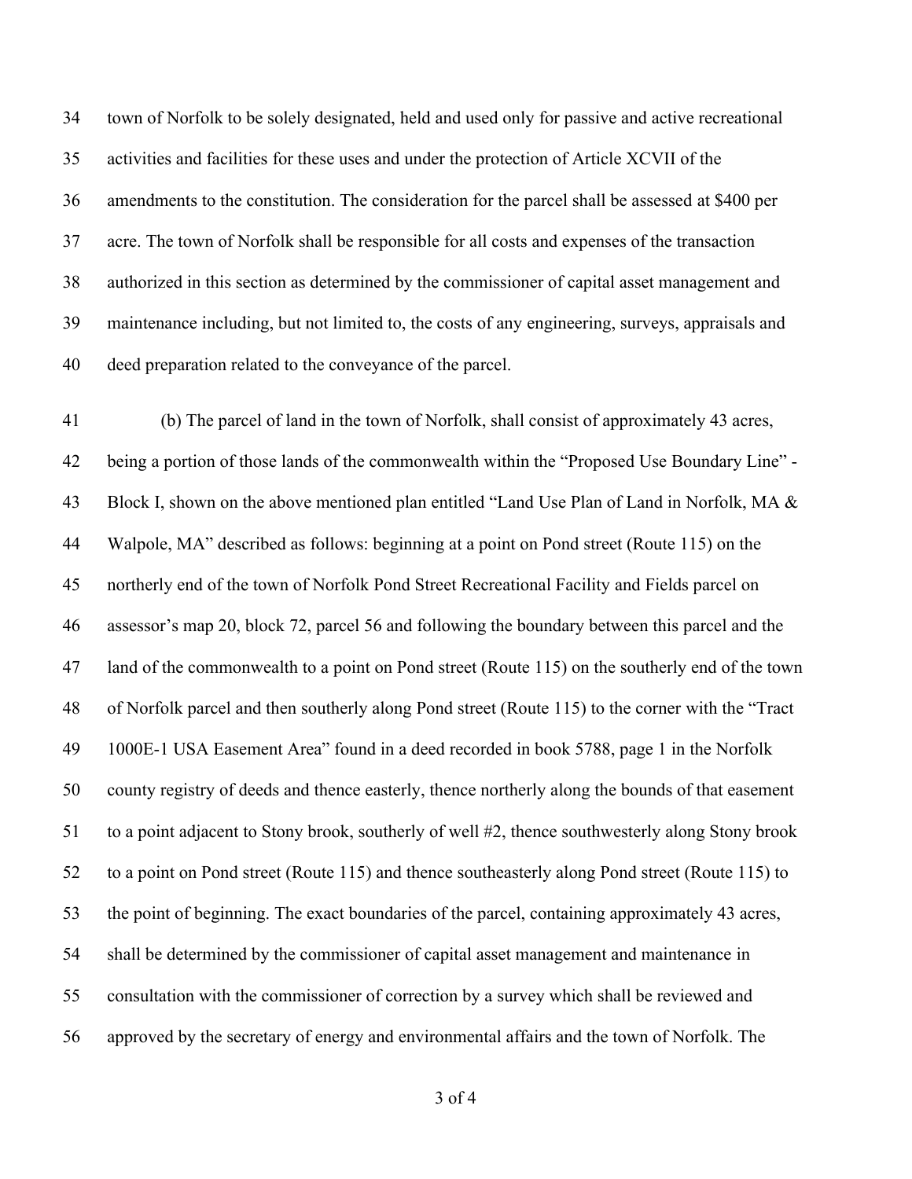town of Norfolk to be solely designated, held and used only for passive and active recreational activities and facilities for these uses and under the protection of Article XCVII of the amendments to the constitution. The consideration for the parcel shall be assessed at $400 per acre. The town of Norfolk shall be responsible for all costs and expenses of the transaction authorized in this section as determined by the commissioner of capital asset management and maintenance including, but not limited to, the costs of any engineering, surveys, appraisals and deed preparation related to the conveyance of the parcel.

(b) The parcel of land in the town of Norfolk, shall consist of approximately 43 acres, being a portion of those lands of the commonwealth within the "Proposed Use Boundary Line" - Block I, shown on the above mentioned plan entitled "Land Use Plan of Land in Norfolk, MA & Walpole, MA" described as follows: beginning at a point on Pond street (Route 115) on the northerly end of the town of Norfolk Pond Street Recreational Facility and Fields parcel on assessor's map 20, block 72, parcel 56 and following the boundary between this parcel and the land of the commonwealth to a point on Pond street (Route 115) on the southerly end of the town of Norfolk parcel and then southerly along Pond street (Route 115) to the corner with the "Tract 1000E-1 USA Easement Area" found in a deed recorded in book 5788, page 1 in the Norfolk county registry of deeds and thence easterly, thence northerly along the bounds of that easement to a point adjacent to Stony brook, southerly of well #2, thence southwesterly along Stony brook to a point on Pond street (Route 115) and thence southeasterly along Pond street (Route 115) to the point of beginning. The exact boundaries of the parcel, containing approximately 43 acres, shall be determined by the commissioner of capital asset management and maintenance in consultation with the commissioner of correction by a survey which shall be reviewed and approved by the secretary of energy and environmental affairs and the town of Norfolk. The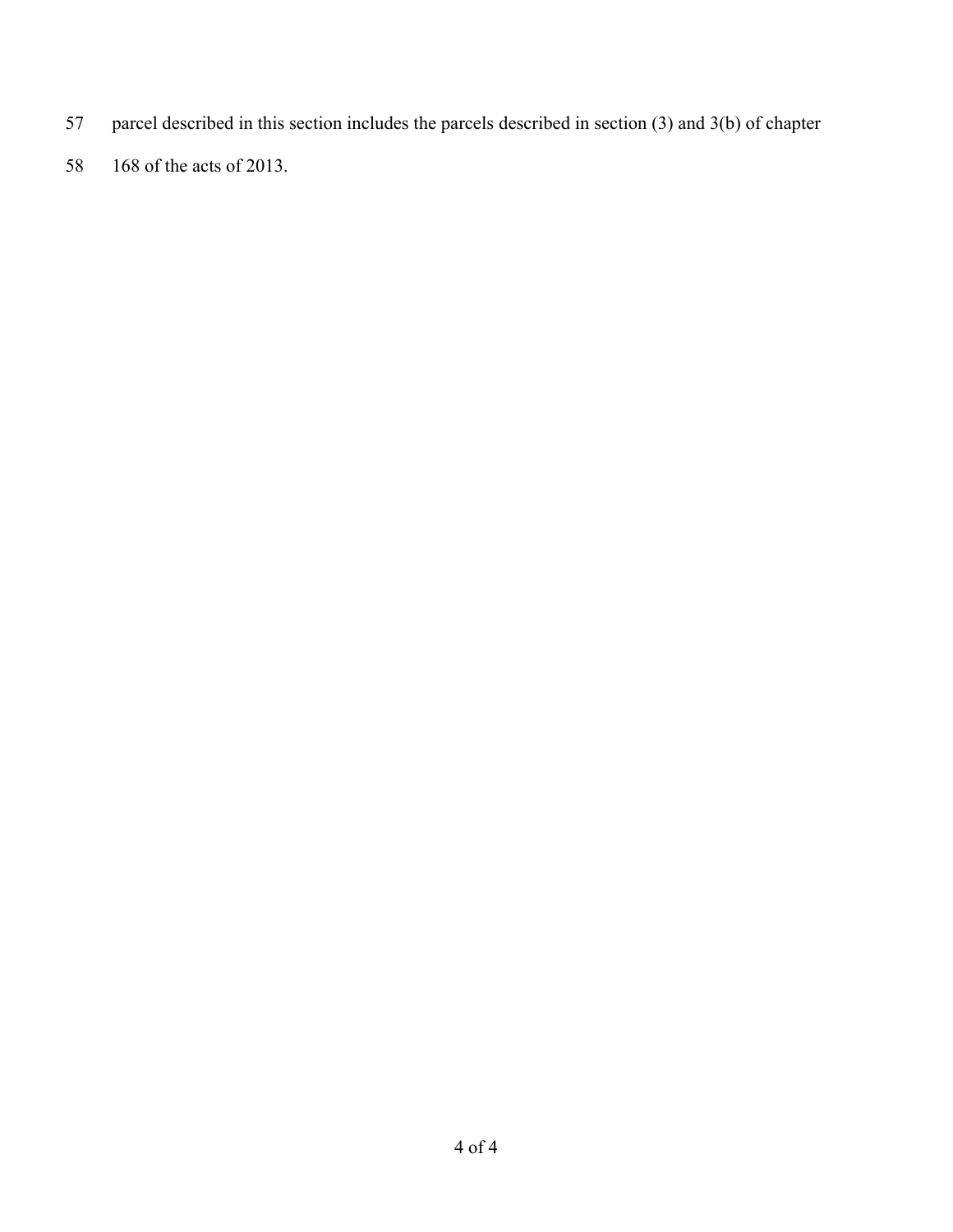57 parcel described in this section includes the parcels described in section (3) and 3(b) of chapter

58 168 of the acts of 2013.